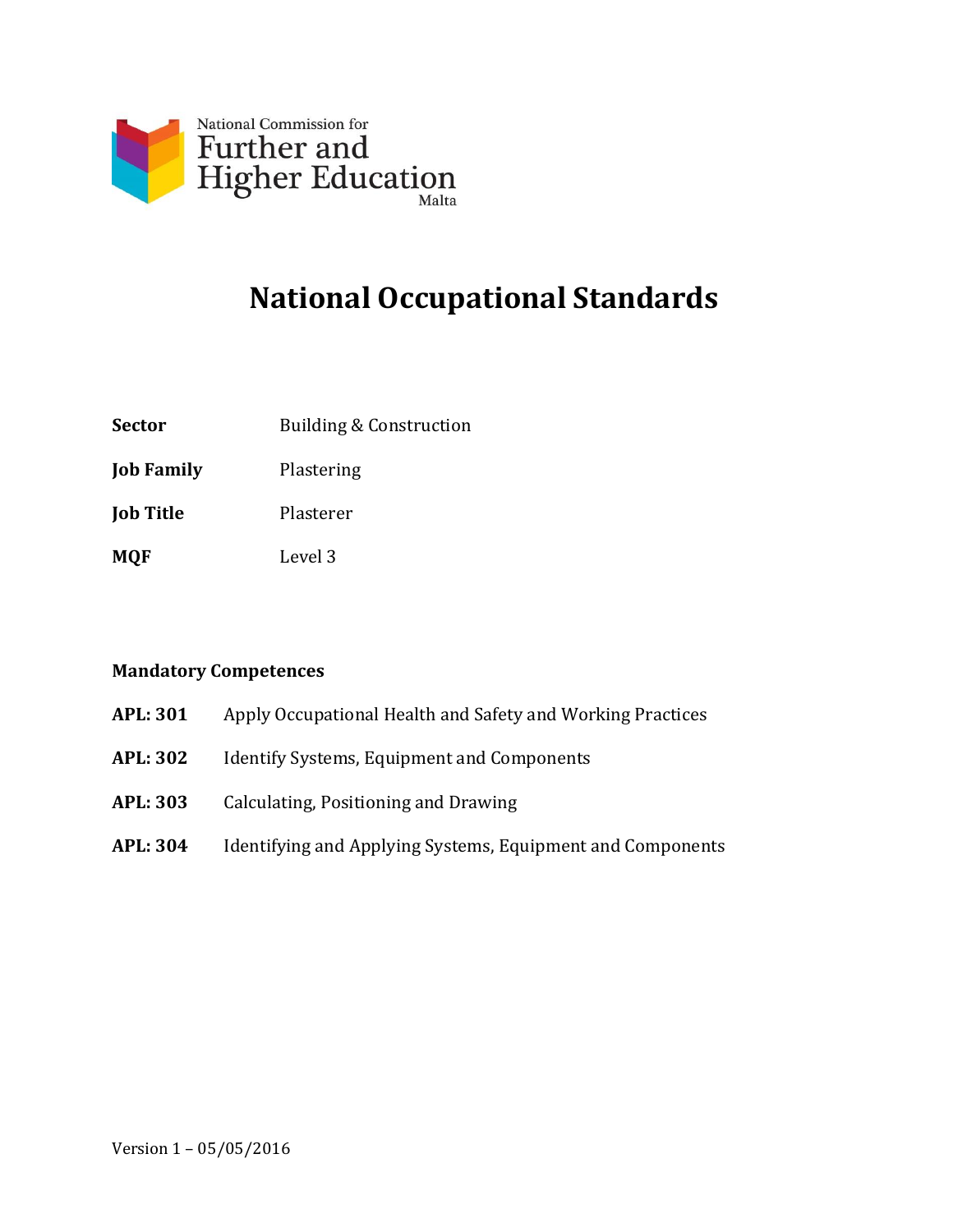National Commission for
Further and
Higher Education
Malta

# National Occupational Standards

| | |
|---|---|
| **Sector** | Building & Construction |
| **Job Family** | Plastering |
| **Job Title** | Plasterer |
| **MQF** | Level 3 |

**Mandatory Competences**

| | |
|---|---|
| **APL: 301** | Apply Occupational Health and Safety and Working Practices |
| **APL: 302** | Identify Systems, Equipment and Components |
| **APL: 303** | Calculating, Positioning and Drawing |
| **APL: 304** | Identifying and Applying Systems, Equipment and Components |

Version 1 – 05/05/2016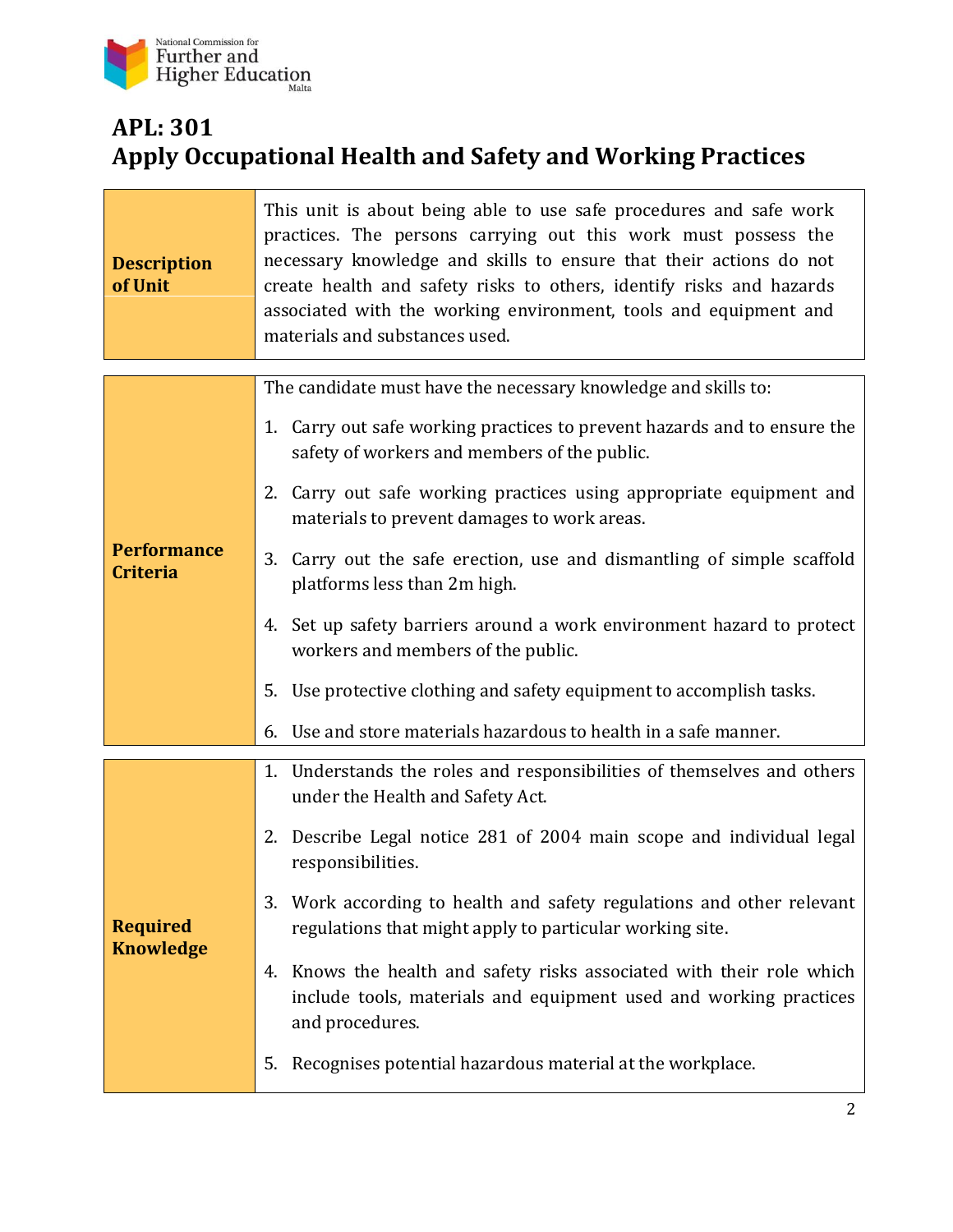# APL: 301
# Apply Occupational Health and Safety and Working Practices

| | |
|---|---|
| **Description of Unit** | This unit is about being able to use safe procedures and safe work practices. The persons carrying out this work must possess the necessary knowledge and skills to ensure that their actions do not create health and safety risks to others, identify risks and hazards associated with the working environment, tools and equipment and materials and substances used. |

| | |
|---|---|
| **Performance Criteria** | The candidate must have the necessary knowledge and skills to:<br>1. Carry out safe working practices to prevent hazards and to ensure the safety of workers and members of the public.<br>2. Carry out safe working practices using appropriate equipment and materials to prevent damages to work areas.<br>3. Carry out the safe erection, use and dismantling of simple scaffold platforms less than 2m high.<br>4. Set up safety barriers around a work environment hazard to protect workers and members of the public.<br>5. Use protective clothing and safety equipment to accomplish tasks.<br>6. Use and store materials hazardous to health in a safe manner. |

| | |
|---|---|
| **Required Knowledge** | 1. Understands the roles and responsibilities of themselves and others under the Health and Safety Act.<br>2. Describe Legal notice 281 of 2004 main scope and individual legal responsibilities.<br>3. Work according to health and safety regulations and other relevant regulations that might apply to particular working site.<br>4. Knows the health and safety risks associated with their role which include tools, materials and equipment used and working practices and procedures.<br>5. Recognises potential hazardous material at the workplace. |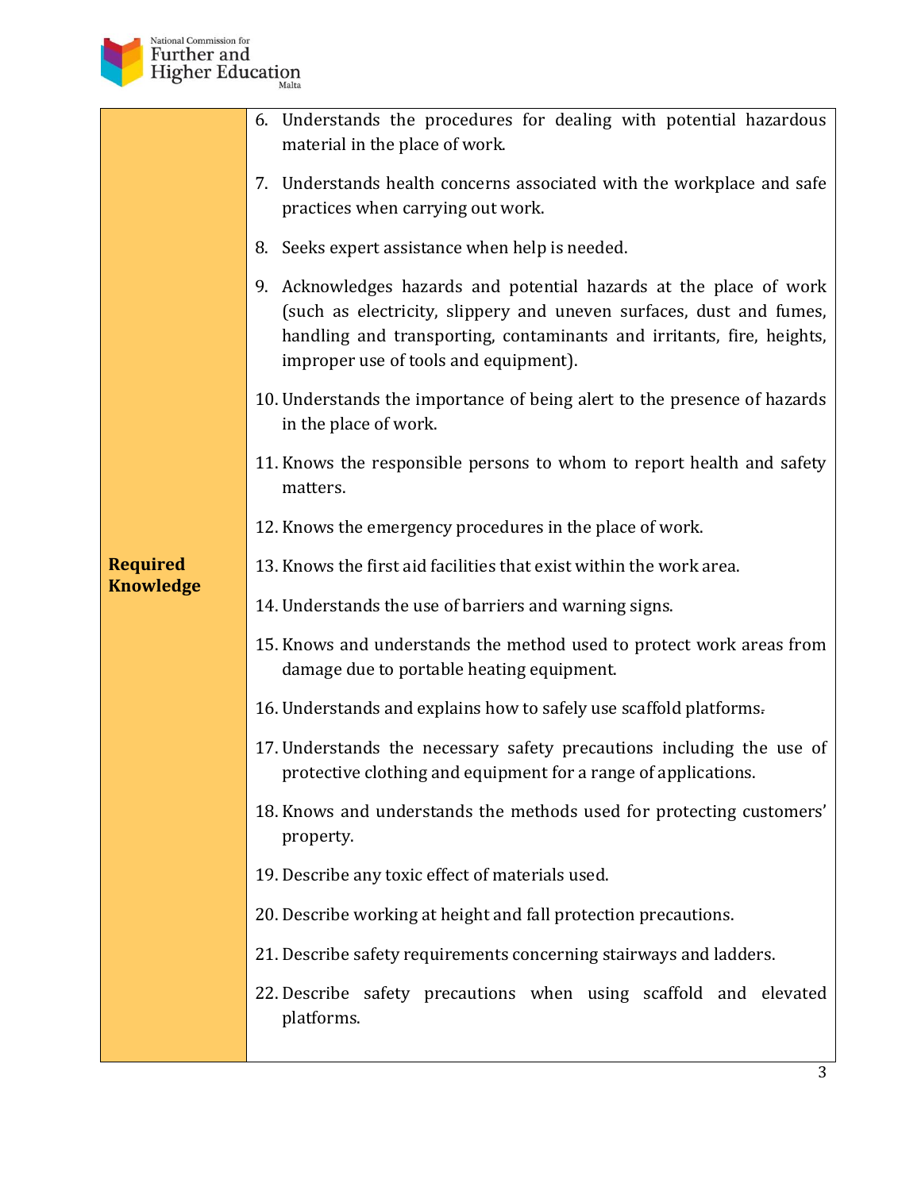| | |
|---|---|
| **Required Knowledge** | 6. Understands the procedures for dealing with potential hazardous material in the place of work.<br>7. Understands health concerns associated with the workplace and safe practices when carrying out work.<br>8. Seeks expert assistance when help is needed.<br>9. Acknowledges hazards and potential hazards at the place of work (such as electricity, slippery and uneven surfaces, dust and fumes, handling and transporting, contaminants and irritants, fire, heights, improper use of tools and equipment).<br>10. Understands the importance of being alert to the presence of hazards in the place of work.<br>11. Knows the responsible persons to whom to report health and safety matters.<br>12. Knows the emergency procedures in the place of work.<br>13. Knows the first aid facilities that exist within the work area.<br>14. Understands the use of barriers and warning signs.<br>15. Knows and understands the method used to protect work areas from damage due to portable heating equipment.<br>16. Understands and explains how to safely use scaffold platforms.<br>17. Understands the necessary safety precautions including the use of protective clothing and equipment for a range of applications.<br>18. Knows and understands the methods used for protecting customers' property.<br>19. Describe any toxic effect of materials used.<br>20. Describe working at height and fall protection precautions.<br>21. Describe safety requirements concerning stairways and ladders.<br>22. Describe safety precautions when using scaffold and elevated platforms. |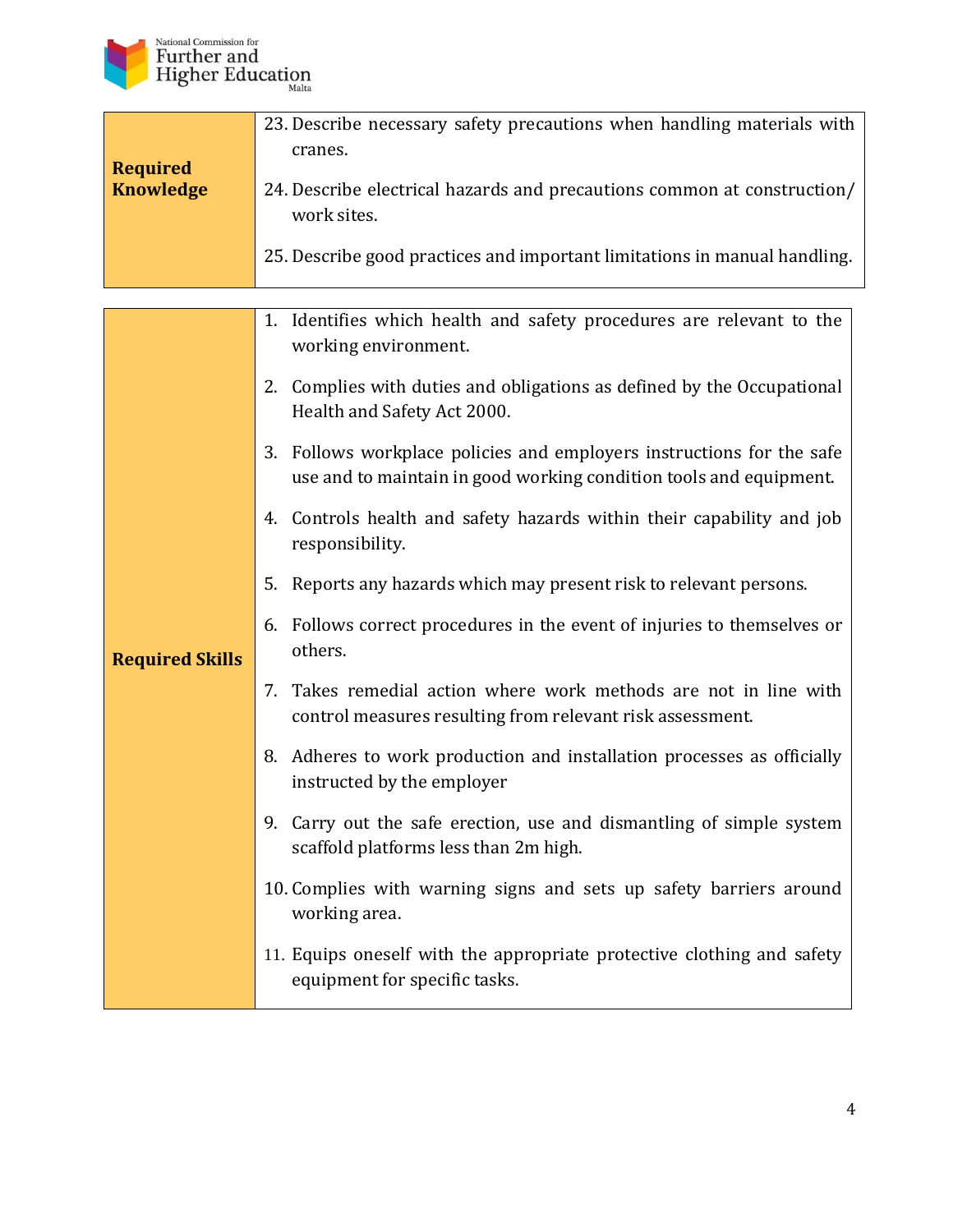| | |
|---|---|
| **Required Knowledge** | 23. Describe necessary safety precautions when handling materials with cranes.<br><br>24. Describe electrical hazards and precautions common at construction/ work sites.<br><br>25. Describe good practices and important limitations in manual handling. |

| | |
|---|---|
| **Required Skills** | 1. Identifies which health and safety procedures are relevant to the working environment.<br><br>2. Complies with duties and obligations as defined by the Occupational Health and Safety Act 2000.<br><br>3. Follows workplace policies and employers instructions for the safe use and to maintain in good working condition tools and equipment.<br><br>4. Controls health and safety hazards within their capability and job responsibility.<br><br>5. Reports any hazards which may present risk to relevant persons.<br><br>6. Follows correct procedures in the event of injuries to themselves or others.<br><br>7. Takes remedial action where work methods are not in line with control measures resulting from relevant risk assessment.<br><br>8. Adheres to work production and installation processes as officially instructed by the employer<br><br>9. Carry out the safe erection, use and dismantling of simple system scaffold platforms less than 2m high.<br><br>10. Complies with warning signs and sets up safety barriers around working area.<br><br>11. Equips oneself with the appropriate protective clothing and safety equipment for specific tasks. |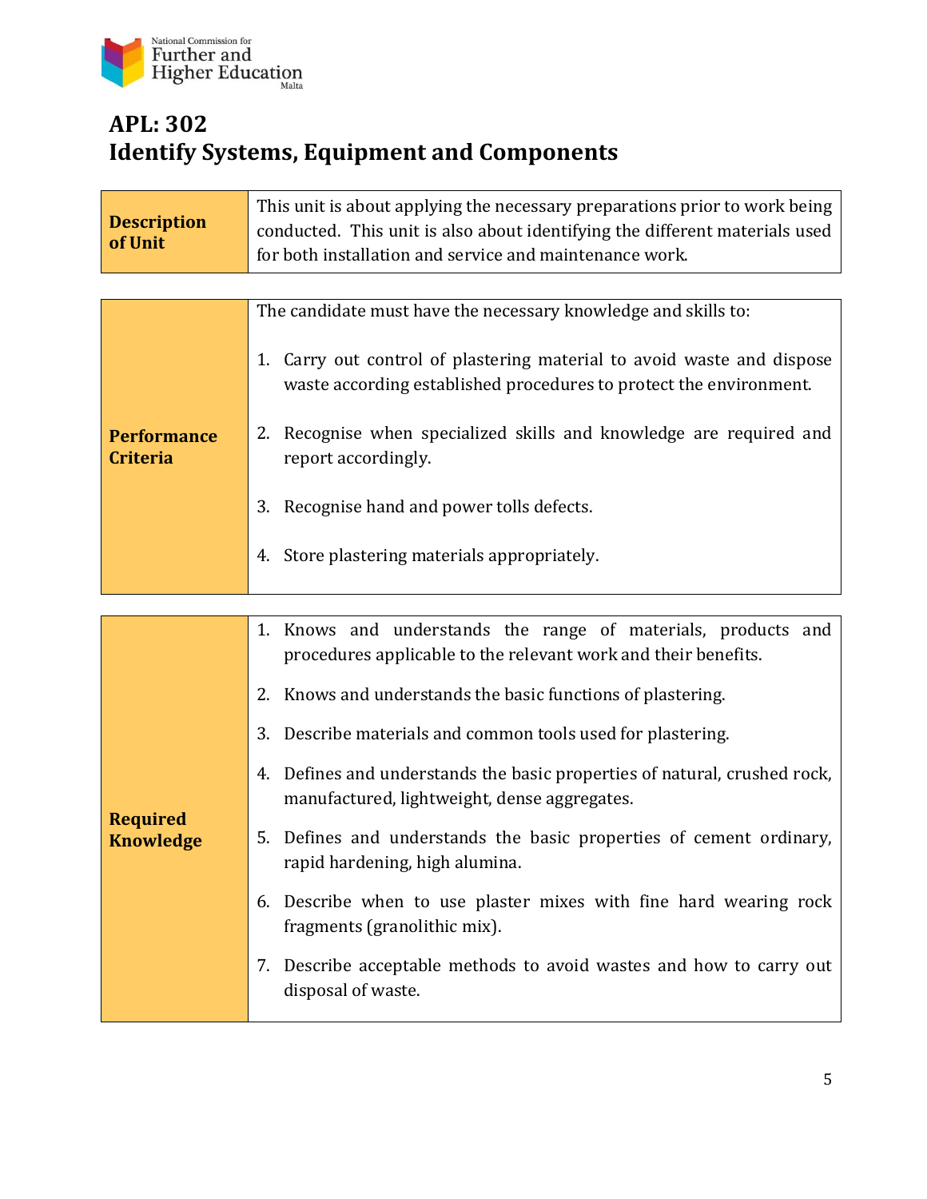## APL: 302
## Identify Systems, Equipment and Components

| **Description of Unit** | This unit is about applying the necessary preparations prior to work being conducted. This unit is also about identifying the different materials used for both installation and service and maintenance work. |
|---|---|

| **Performance Criteria** | The candidate must have the necessary knowledge and skills to:<br><br>1. Carry out control of plastering material to avoid waste and dispose waste according established procedures to protect the environment.<br><br>2. Recognise when specialized skills and knowledge are required and report accordingly.<br><br>3. Recognise hand and power tolls defects.<br><br>4. Store plastering materials appropriately. |
|---|---|

| **Required Knowledge** | 1. Knows and understands the range of materials, products and procedures applicable to the relevant work and their benefits.<br><br>2. Knows and understands the basic functions of plastering.<br><br>3. Describe materials and common tools used for plastering.<br><br>4. Defines and understands the basic properties of natural, crushed rock, manufactured, lightweight, dense aggregates.<br><br>5. Defines and understands the basic properties of cement ordinary, rapid hardening, high alumina.<br><br>6. Describe when to use plaster mixes with fine hard wearing rock fragments (granolithic mix).<br><br>7. Describe acceptable methods to avoid wastes and how to carry out disposal of waste. |
|---|---|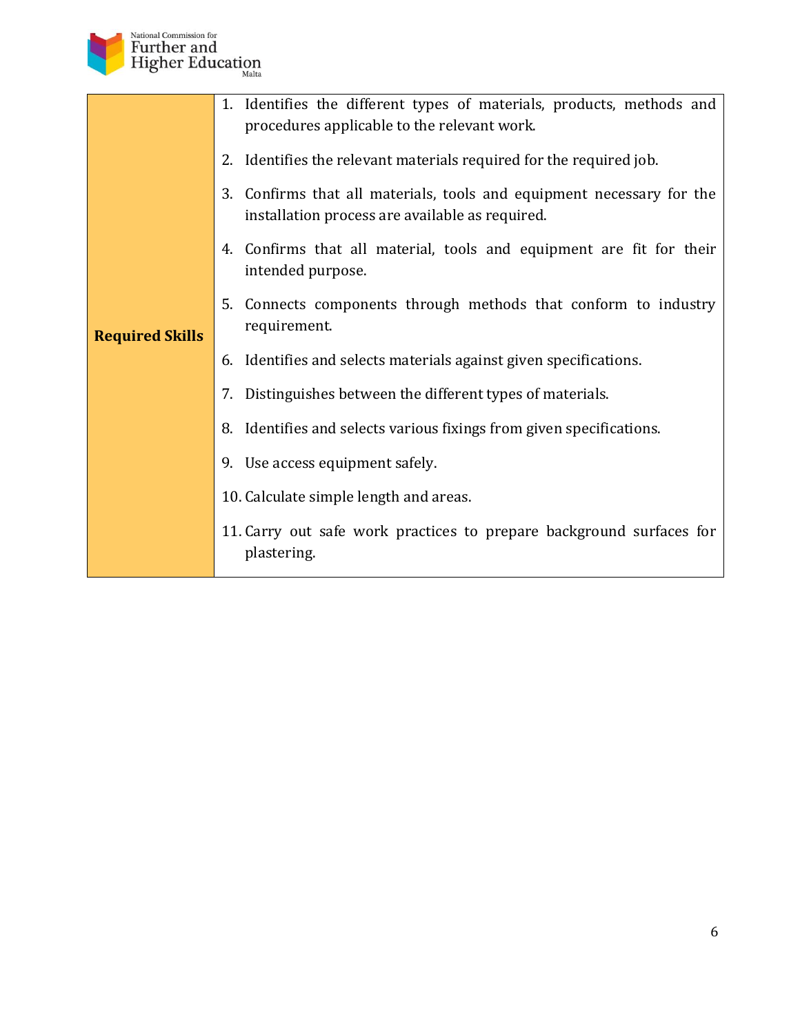| Required Skills | 1. Identifies the different types of materials, products, methods and procedures applicable to the relevant work.<br>2. Identifies the relevant materials required for the required job.<br>3. Confirms that all materials, tools and equipment necessary for the installation process are available as required.<br>4. Confirms that all material, tools and equipment are fit for their intended purpose.<br>5. Connects components through methods that conform to industry requirement.<br>6. Identifies and selects materials against given specifications.<br>7. Distinguishes between the different types of materials.<br>8. Identifies and selects various fixings from given specifications.<br>9. Use access equipment safely.<br>10. Calculate simple length and areas.<br>11. Carry out safe work practices to prepare background surfaces for plastering. |
|---|---|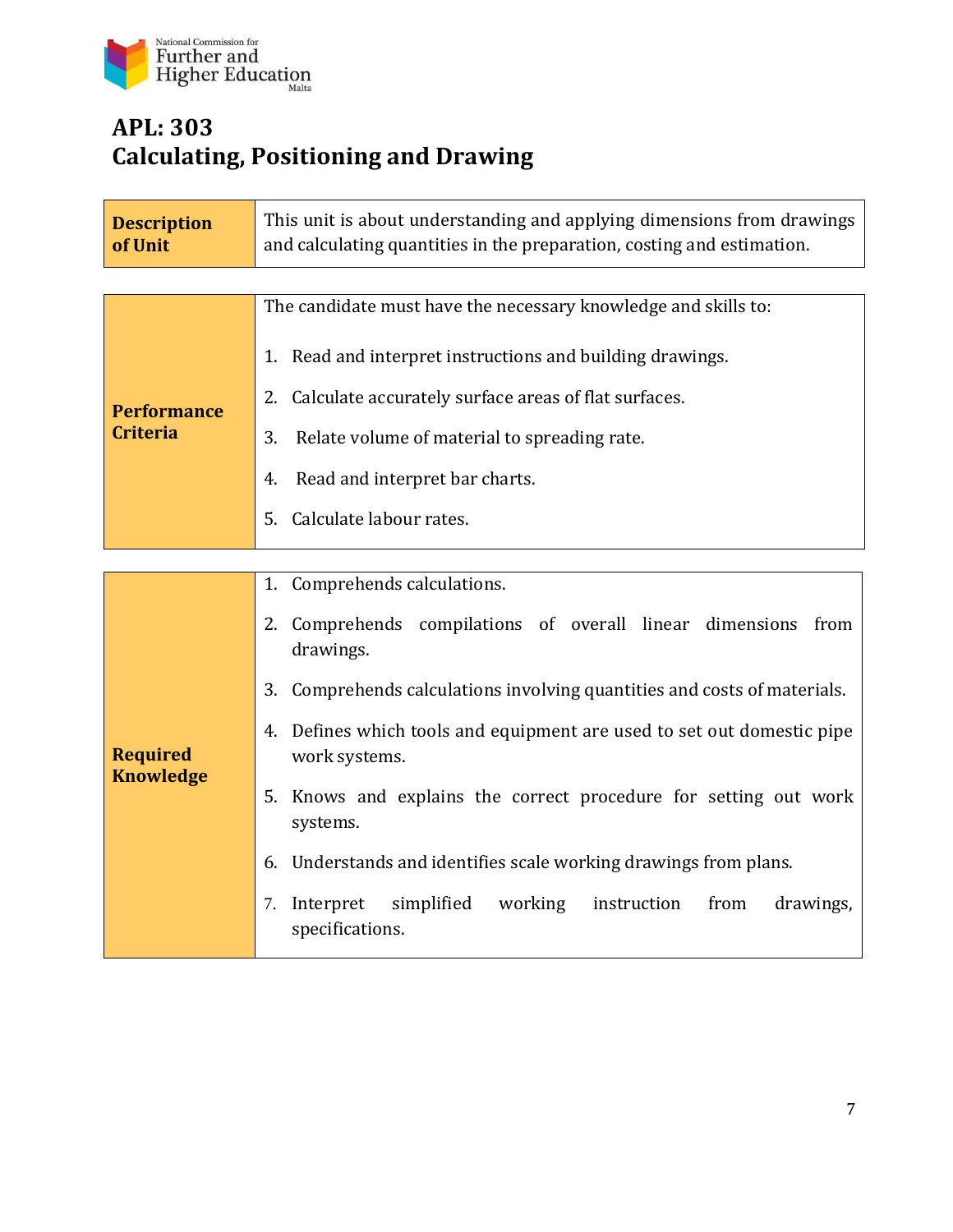National Commission for Further and Higher Education Malta

# APL: 303
# Calculating, Positioning and Drawing

| **Description of Unit** | This unit is about understanding and applying dimensions from drawings and calculating quantities in the preparation, costing and estimation. |
|---|---|

| **Performance Criteria** | The candidate must have the necessary knowledge and skills to:<br><br>1. Read and interpret instructions and building drawings.<br>2. Calculate accurately surface areas of flat surfaces.<br>3. Relate volume of material to spreading rate.<br>4. Read and interpret bar charts.<br>5. Calculate labour rates. |
|---|---|

| **Required Knowledge** | 1. Comprehends calculations.<br>2. Comprehends compilations of overall linear dimensions from drawings.<br>3. Comprehends calculations involving quantities and costs of materials.<br>4. Defines which tools and equipment are used to set out domestic pipe work systems.<br>5. Knows and explains the correct procedure for setting out work systems.<br>6. Understands and identifies scale working drawings from plans.<br>7. Interpret simplified working instruction from drawings, specifications. |
|---|---|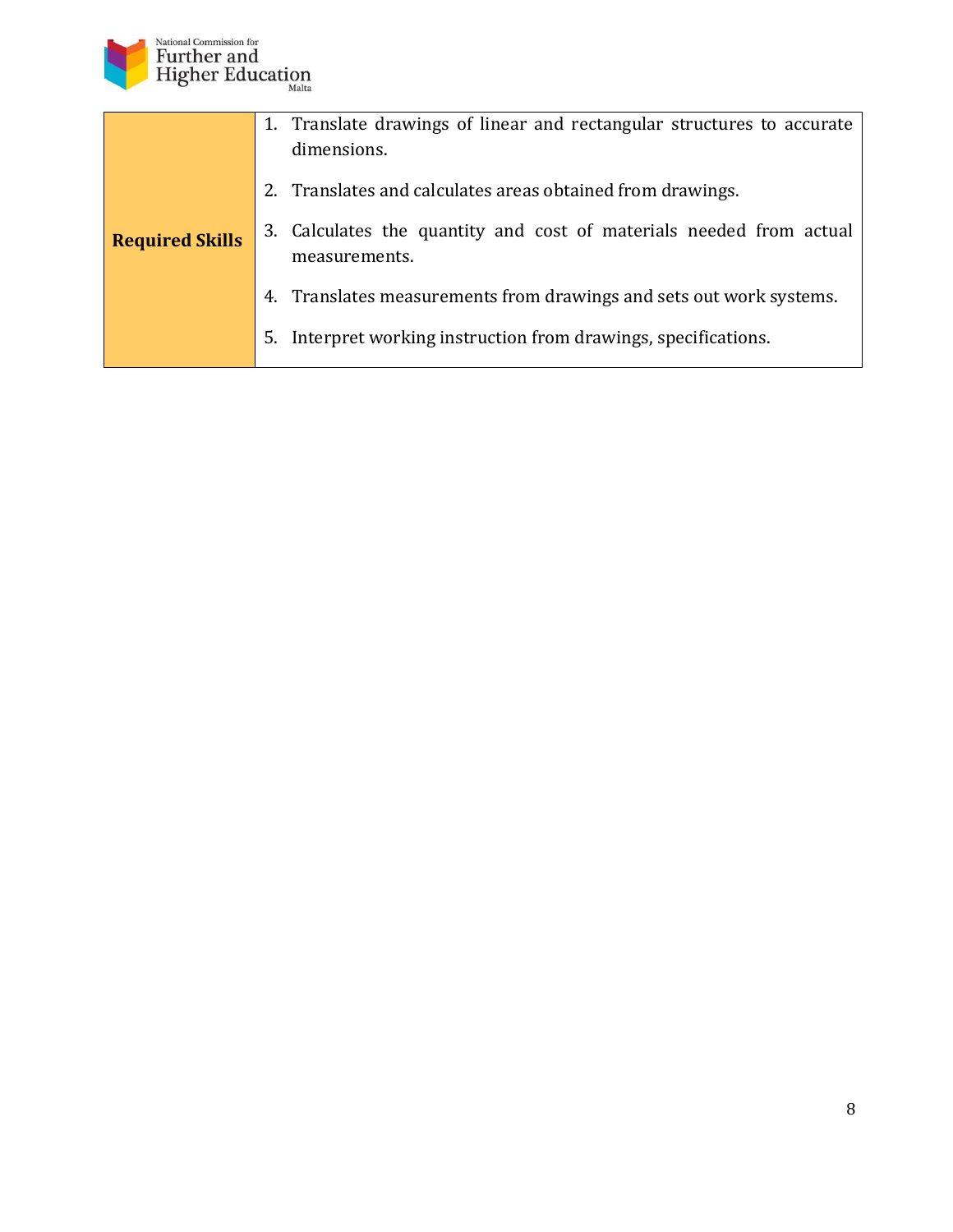| Required Skills | 1. Translate drawings of linear and rectangular structures to accurate dimensions.<br>2. Translates and calculates areas obtained from drawings.<br>3. Calculates the quantity and cost of materials needed from actual measurements.<br>4. Translates measurements from drawings and sets out work systems.<br>5. Interpret working instruction from drawings, specifications. |
|---|---|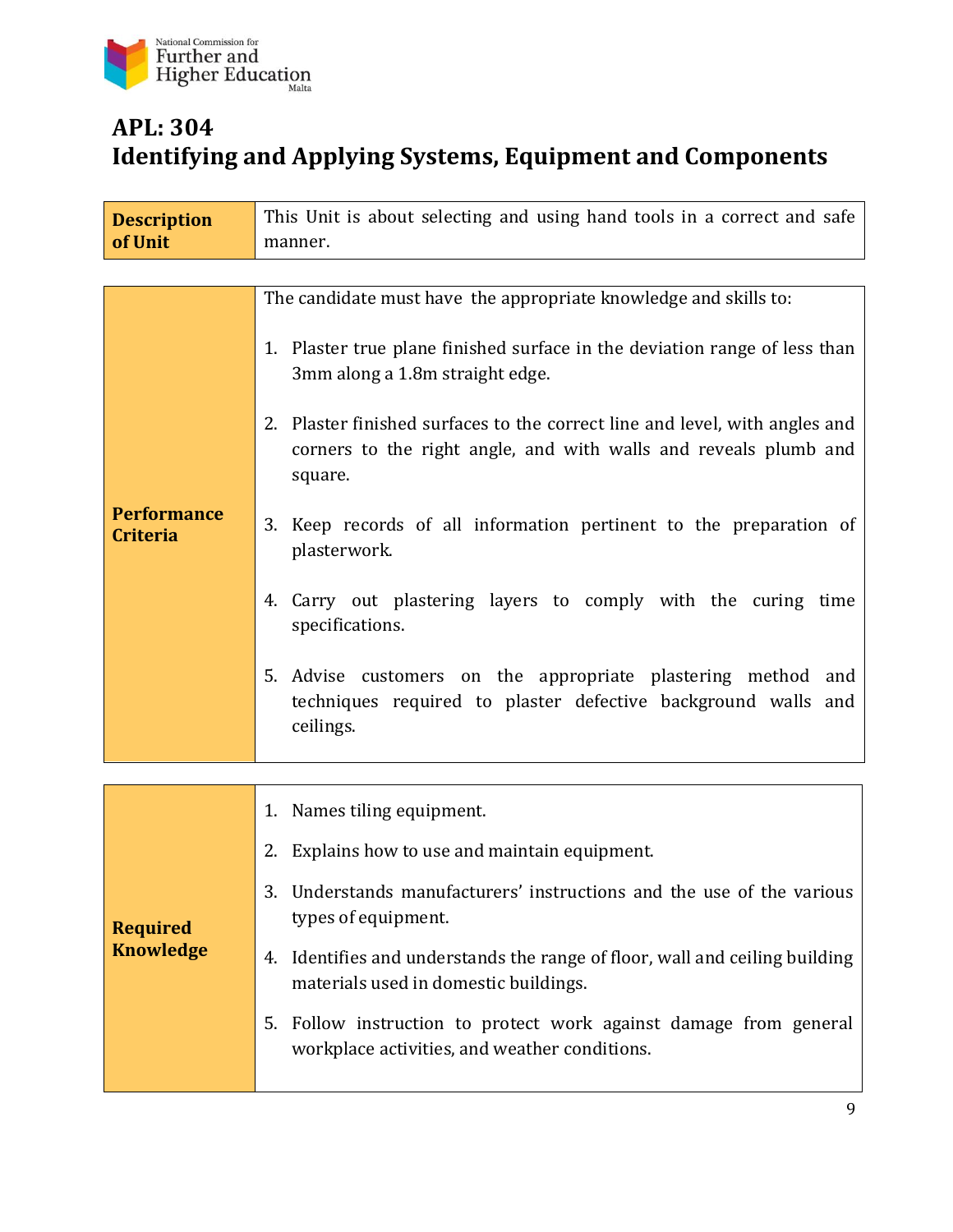# APL: 304
# Identifying and Applying Systems, Equipment and Components

| **Description of Unit** | This Unit is about selecting and using hand tools in a correct and safe manner. |
| --- | --- |

| **Performance Criteria** | The candidate must have the appropriate knowledge and skills to:<br><br>1. Plaster true plane finished surface in the deviation range of less than 3mm along a 1.8m straight edge.<br><br>2. Plaster finished surfaces to the correct line and level, with angles and corners to the right angle, and with walls and reveals plumb and square.<br><br>3. Keep records of all information pertinent to the preparation of plasterwork.<br><br>4. Carry out plastering layers to comply with the curing time specifications.<br><br>5. Advise customers on the appropriate plastering method and techniques required to plaster defective background walls and ceilings. |
| --- | --- |

| **Required Knowledge** | 1. Names tiling equipment.<br><br>2. Explains how to use and maintain equipment.<br><br>3. Understands manufacturers' instructions and the use of the various types of equipment.<br><br>4. Identifies and understands the range of floor, wall and ceiling building materials used in domestic buildings.<br><br>5. Follow instruction to protect work against damage from general workplace activities, and weather conditions. |
| --- | --- |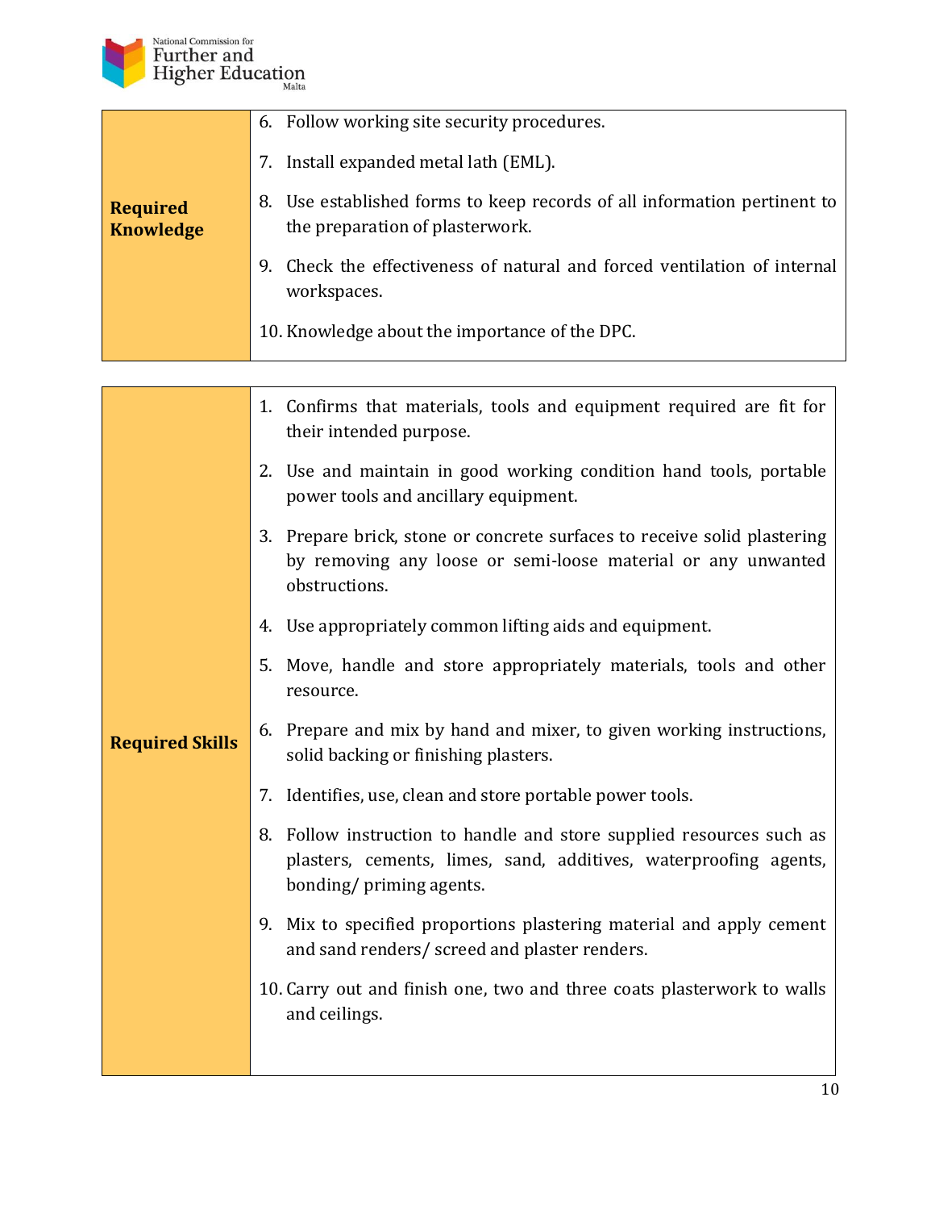| Required Knowledge | 6. Follow working site security procedures.<br>7. Install expanded metal lath (EML).<br>8. Use established forms to keep records of all information pertinent to the preparation of plasterwork.<br>9. Check the effectiveness of natural and forced ventilation of internal workspaces.<br>10. Knowledge about the importance of the DPC. |
|---|---|

| Required Skills | 1. Confirms that materials, tools and equipment required are fit for their intended purpose.<br>2. Use and maintain in good working condition hand tools, portable power tools and ancillary equipment.<br>3. Prepare brick, stone or concrete surfaces to receive solid plastering by removing any loose or semi-loose material or any unwanted obstructions.<br>4. Use appropriately common lifting aids and equipment.<br>5. Move, handle and store appropriately materials, tools and other resource.<br>6. Prepare and mix by hand and mixer, to given working instructions, solid backing or finishing plasters.<br>7. Identifies, use, clean and store portable power tools.<br>8. Follow instruction to handle and store supplied resources such as plasters, cements, limes, sand, additives, waterproofing agents, bonding/ priming agents.<br>9. Mix to specified proportions plastering material and apply cement and sand renders/ screed and plaster renders.<br>10. Carry out and finish one, two and three coats plasterwork to walls and ceilings. |
|---|---|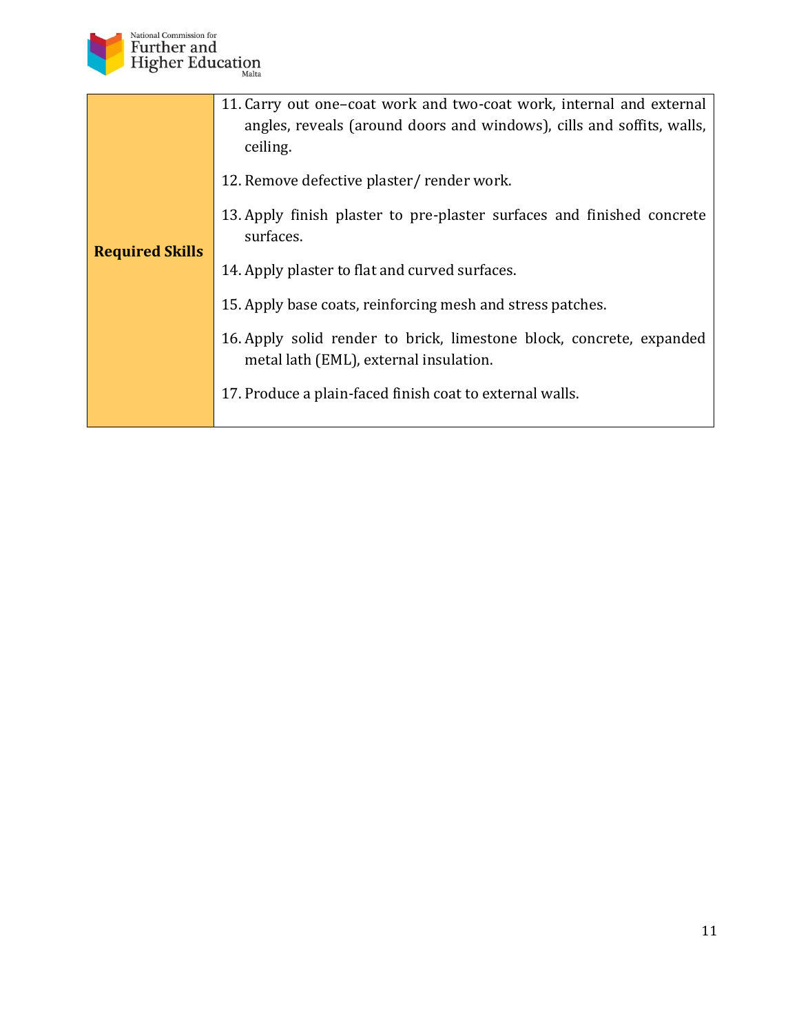| | |
|---|---|
| **Required Skills** | 11. Carry out one–coat work and two-coat work, internal and external angles, reveals (around doors and windows), cills and soffits, walls, ceiling.<br><br>12. Remove defective plaster/ render work.<br><br>13. Apply finish plaster to pre-plaster surfaces and finished concrete surfaces.<br><br>14. Apply plaster to flat and curved surfaces.<br><br>15. Apply base coats, reinforcing mesh and stress patches.<br><br>16. Apply solid render to brick, limestone block, concrete, expanded metal lath (EML), external insulation.<br><br>17. Produce a plain-faced finish coat to external walls. |